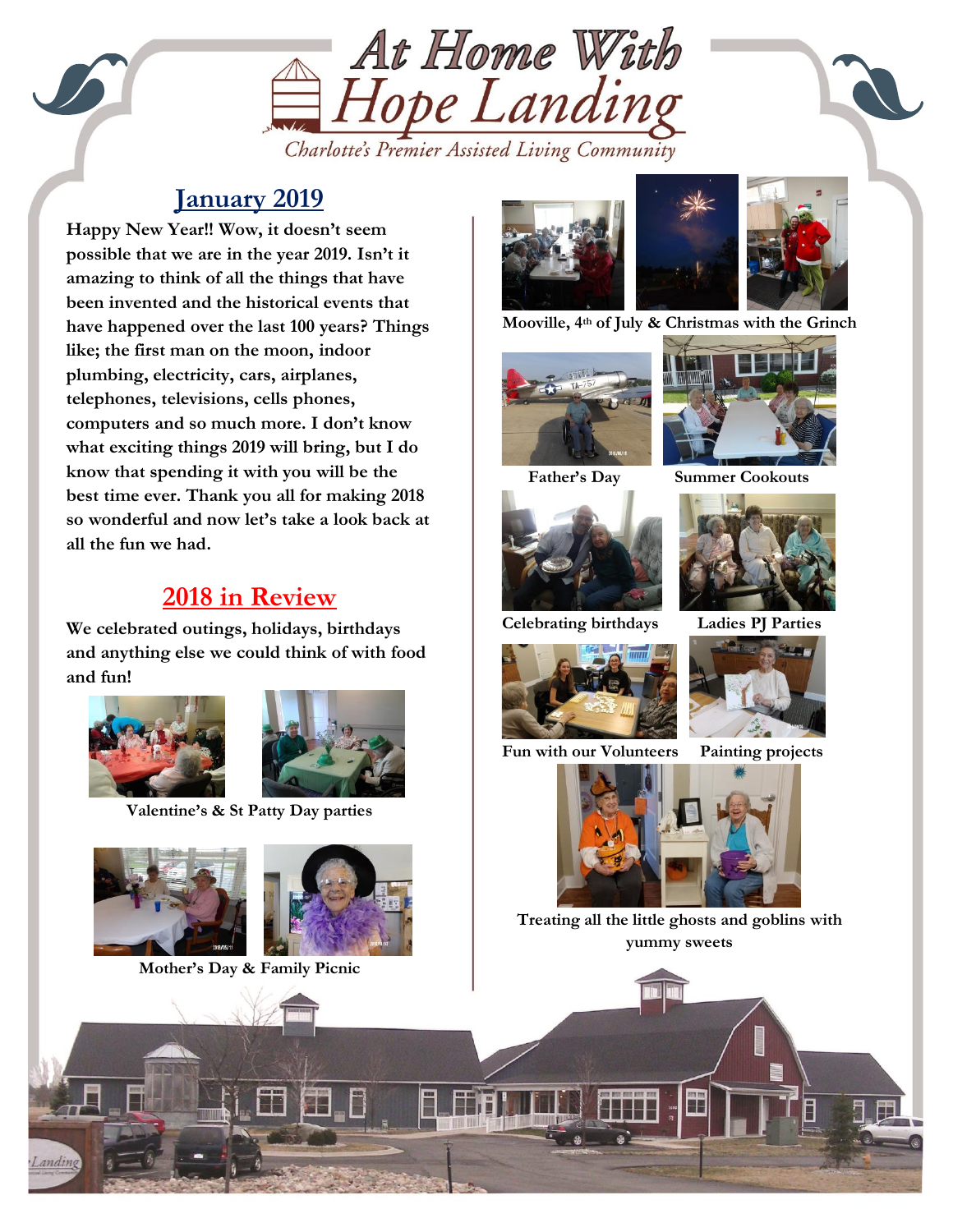# At Home With Hope Landing

*Charlotte's Premier Assisted Living Community*

## January 2019

**Happy New Year!! Wow, it doesn't seem possible that we are in the year 2019. Isn't it amazing to think of all the things that have been invented and the historical events that have happened over the last 100 years? Things like; the first man on the moon, indoor plumbing, electricity, cars, airplanes, telephones, televisions, cells phones, computers and so much more. I don't know what exciting things 2019 will bring, but I do know that spending it with you will be the best time ever. Thank you all for making 2018 so wonderful and now let's take a look back at all the fun we had.**

## 2018 in Review

**We celebrated outings, holidays, birthdays and anything else we could think of with food and fun!**

**Valentine's & St Patty Day parties**

**Mother's Day & Family Picnic**

**Mooville, 4th of July & Christmas with the Grinch**

**Father's Day**

**Summer Cookouts**

**Celebrating birthdays**

**Ladies PJ Parties**

**Fun with our Volunteers**

**Painting projects**

**Treating all the little ghosts and goblins with yummy sweets**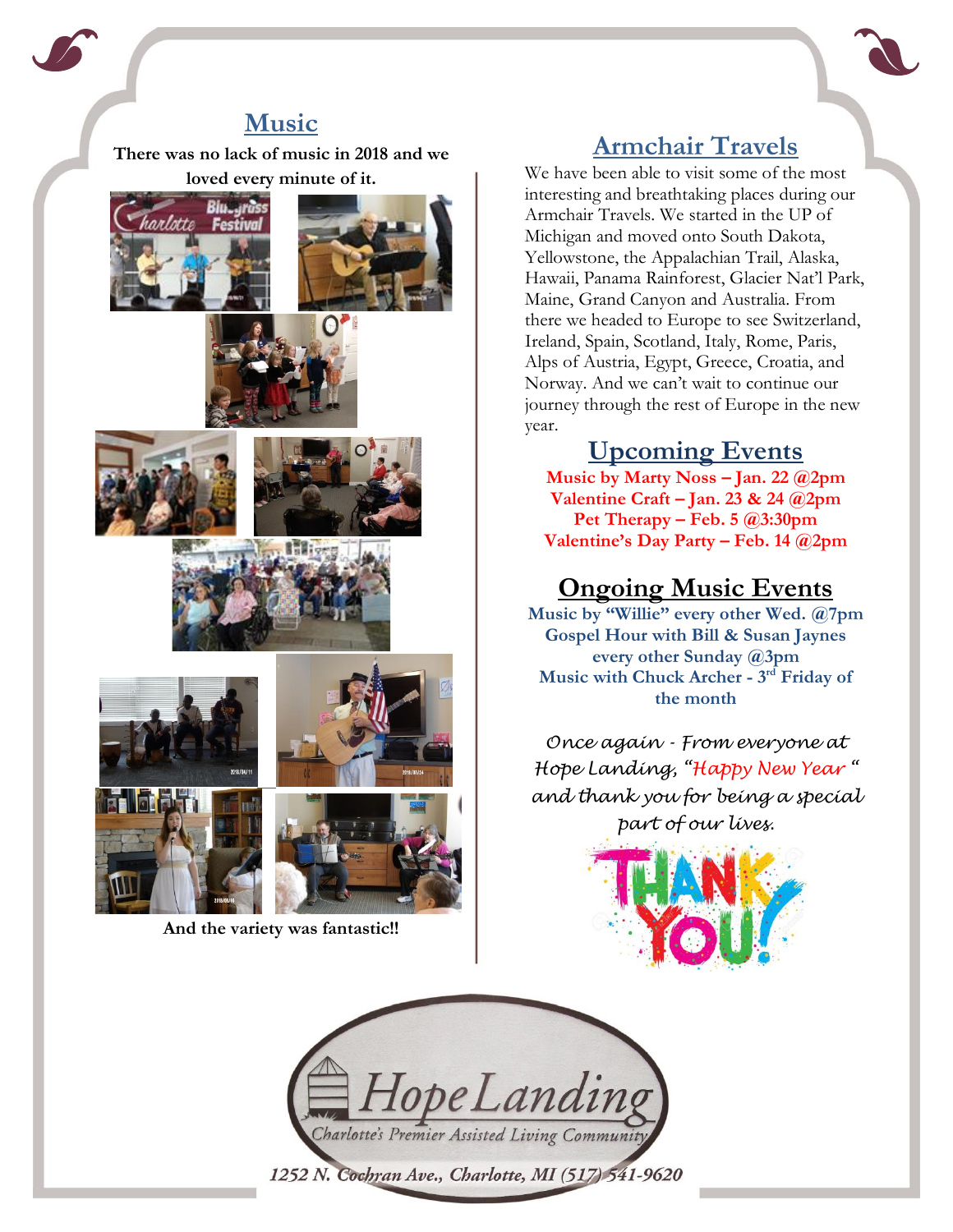## Music

**There was no lack of music in 2018 and we loved every minute of it.**

**And the variety was fantastic!!**

## Armchair Travels

We have been able to visit some of the most interesting and breathtaking places during our Armchair Travels. We started in the UP of Michigan and moved onto South Dakota, Yellowstone, the Appalachian Trail, Alaska, Hawaii, Panama Rainforest, Glacier Nat'l Park, Maine, Grand Canyon and Australia. From there we headed to Europe to see Switzerland, Ireland, Spain, Scotland, Italy, Rome, Paris, Alps of Austria, Egypt, Greece, Croatia, and Norway. And we can't wait to continue our journey through the rest of Europe in the new year.

## Upcoming Events

**Music by Marty Noss – Jan. 22 @2pm**
**Valentine Craft – Jan. 23 & 24 @2pm**
**Pet Therapy – Feb. 5 @3:30pm**
**Valentine's Day Party – Feb. 14 @2pm**

## Ongoing Music Events

**Music by "Willie" every other Wed. @7pm**
**Gospel Hour with Bill & Susan Jaynes every other Sunday @3pm**
**Music with Chuck Archer - 3rd Friday of the month**

*Once again - From everyone at Hope Landing, "Happy New Year" and thank you for being a special part of our lives.*

THANK YOU!

Hope Landing
Charlotte's Premier Assisted Living Community

*1252 N. Cochran Ave., Charlotte, MI (517) 541-9620*